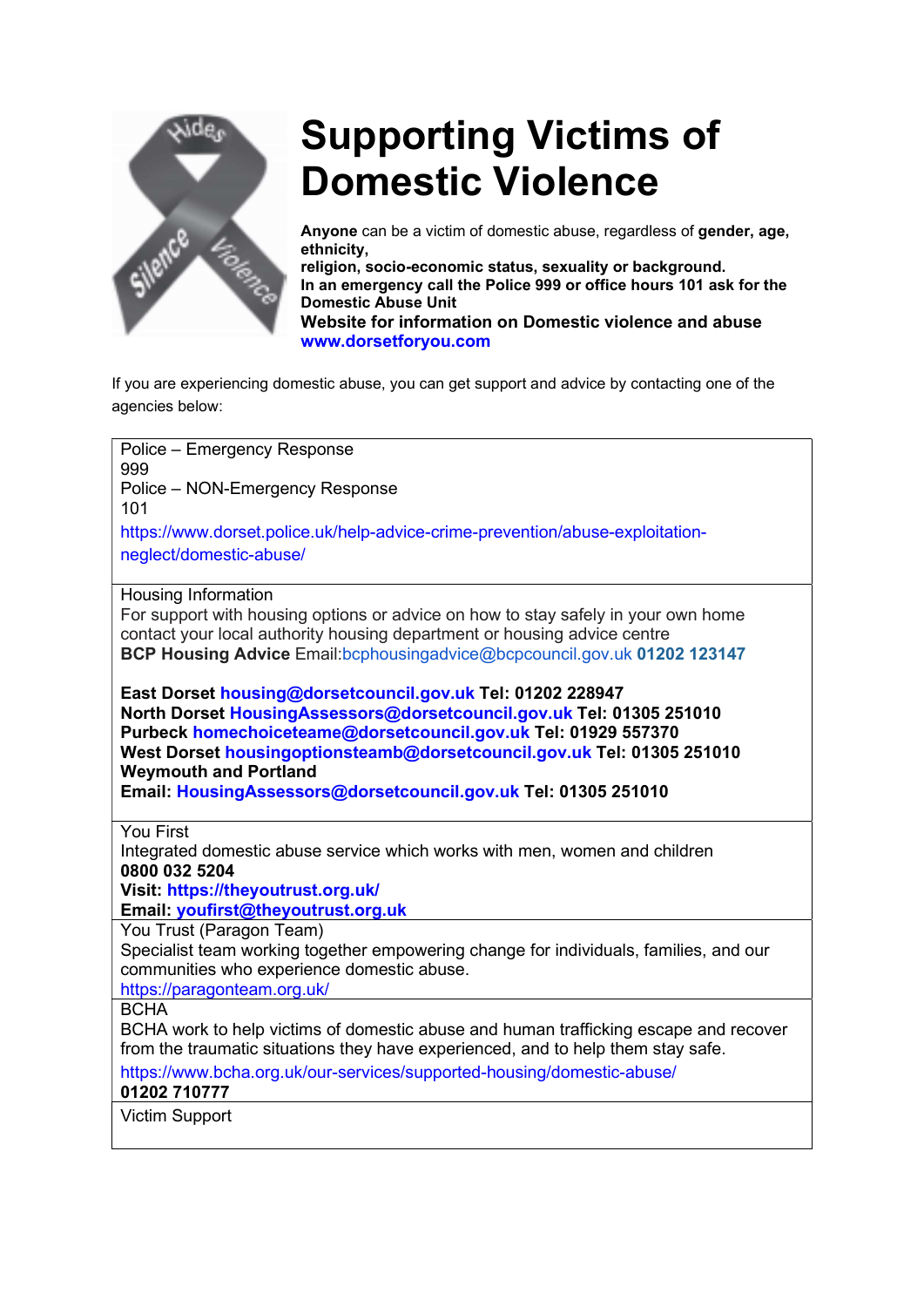# Supporting Victims of Domestic Violence

**Anyone** can be a victim of domestic abuse, regardless of **gender, age, ethnicity,**
**religion, socio-economic status, sexuality or background.**
**In an emergency call the Police 999 or office hours 101 ask for the Domestic Abuse Unit**
**Website for information on Domestic violence and abuse**
**www.dorsetforyou.com**

If you are experiencing domestic abuse, you can get support and advice by contacting one of the agencies below:

| |
|---|
| Police – Emergency Response<br>999<br>Police – NON-Emergency Response<br>101<br>https://www.dorset.police.uk/help-advice-crime-prevention/abuse-exploitation-neglect/domestic-abuse/ |
| Housing Information<br>For support with housing options or advice on how to stay safely in your own home contact your local authority housing department or housing advice centre<br>**BCP Housing Advice** Email:bcphousingadvice@bcpcouncil.gov.uk **01202 123147**<br><br>**East Dorset housing@dorsetcouncil.gov.uk Tel: 01202 228947**<br>**North Dorset HousingAssessors@dorsetcouncil.gov.uk Tel: 01305 251010**<br>**Purbeck homechoiceteame@dorsetcouncil.gov.uk Tel: 01929 557370**<br>**West Dorset housingoptionsteamb@dorsetcouncil.gov.uk Tel: 01305 251010**<br>**Weymouth and Portland**<br>**Email: HousingAssessors@dorsetcouncil.gov.uk Tel: 01305 251010** |
| You First<br>Integrated domestic abuse service which works with men, women and children<br>**0800 032 5204**<br>**Visit: https://theyoutrust.org.uk/**<br>**Email: youfirst@theyoutrust.org.uk** |
| You Trust (Paragon Team)<br>Specialist team working together empowering change for individuals, families, and our communities who experience domestic abuse.<br>https://paragonteam.org.uk/ |
| BCHA<br>BCHA work to help victims of domestic abuse and human trafficking escape and recover from the traumatic situations they have experienced, and to help them stay safe.<br>https://www.bcha.org.uk/our-services/supported-housing/domestic-abuse/<br>**01202 710777** |
| Victim Support |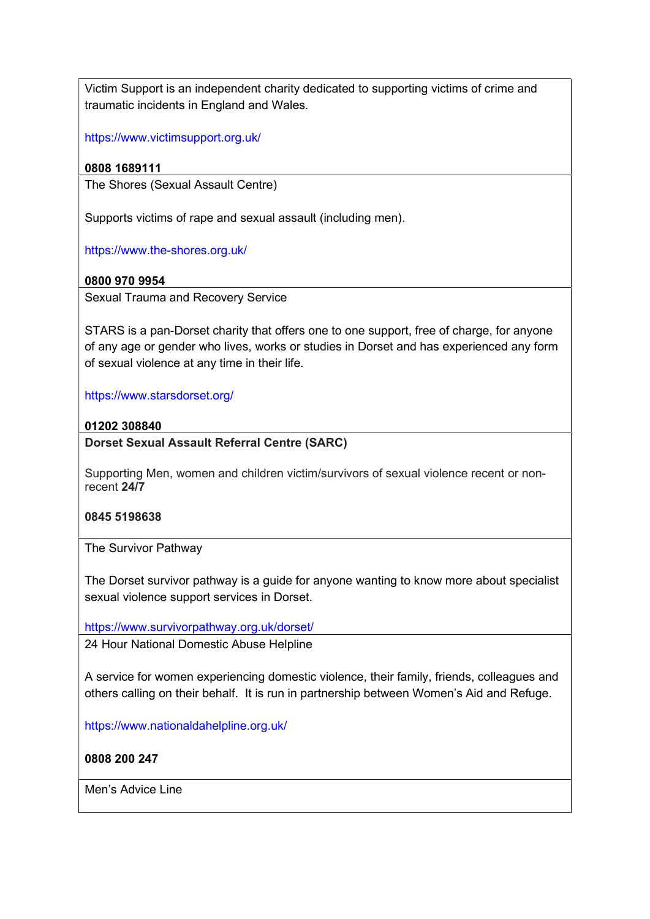| |
|---|
| Victim Support is an independent charity dedicated to supporting victims of crime and traumatic incidents in England and Wales.<br><br>https://www.victimsupport.org.uk/<br><br>**0808 1689111** |
| The Shores (Sexual Assault Centre)<br><br>Supports victims of rape and sexual assault (including men).<br><br>https://www.the-shores.org.uk/<br><br>**0800 970 9954** |
| Sexual Trauma and Recovery Service<br><br>STARS is a pan-Dorset charity that offers one to one support, free of charge, for anyone of any age or gender who lives, works or studies in Dorset and has experienced any form of sexual violence at any time in their life.<br><br>https://www.starsdorset.org/<br><br>**01202 308840** |
| **Dorset Sexual Assault Referral Centre (SARC)**<br><br>Supporting Men, women and children victim/survivors of sexual violence recent or non-recent **24/7**<br><br>**0845 5198638** |
| The Survivor Pathway<br><br>The Dorset survivor pathway is a guide for anyone wanting to know more about specialist sexual violence support services in Dorset.<br><br>https://www.survivorpathway.org.uk/dorset/ |
| 24 Hour National Domestic Abuse Helpline<br><br>A service for women experiencing domestic violence, their family, friends, colleagues and others calling on their behalf. It is run in partnership between Women's Aid and Refuge.<br><br>https://www.nationaldahelpline.org.uk/<br><br>**0808 200 247** |
| Men's Advice Line |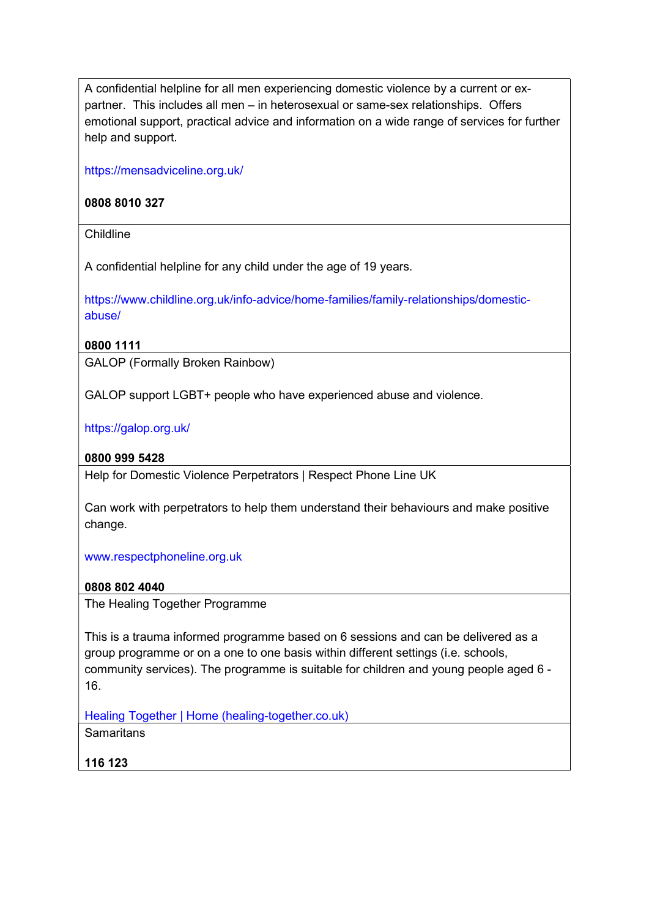| |
|---|
| A confidential helpline for all men experiencing domestic violence by a current or ex-partner. This includes all men – in heterosexual or same-sex relationships. Offers emotional support, practical advice and information on a wide range of services for further help and support.<br><br>https://mensadviceline.org.uk/<br><br>**0808 8010 327** |
| Childline<br><br>A confidential helpline for any child under the age of 19 years.<br><br>https://www.childline.org.uk/info-advice/home-families/family-relationships/domestic-abuse/<br><br>**0800 1111** |
| GALOP (Formally Broken Rainbow)<br><br>GALOP support LGBT+ people who have experienced abuse and violence.<br><br>https://galop.org.uk/<br><br>**0800 999 5428** |
| Help for Domestic Violence Perpetrators \| Respect Phone Line UK<br><br>Can work with perpetrators to help them understand their behaviours and make positive change.<br><br>www.respectphoneline.org.uk<br><br>**0808 802 4040** |
| The Healing Together Programme<br><br>This is a trauma informed programme based on 6 sessions and can be delivered as a group programme or on a one to one basis within different settings (i.e. schools, community services). The programme is suitable for children and young people aged 6 - 16.<br><br>Healing Together \| Home (healing-together.co.uk) |
| Samaritans<br><br>**116 123** |